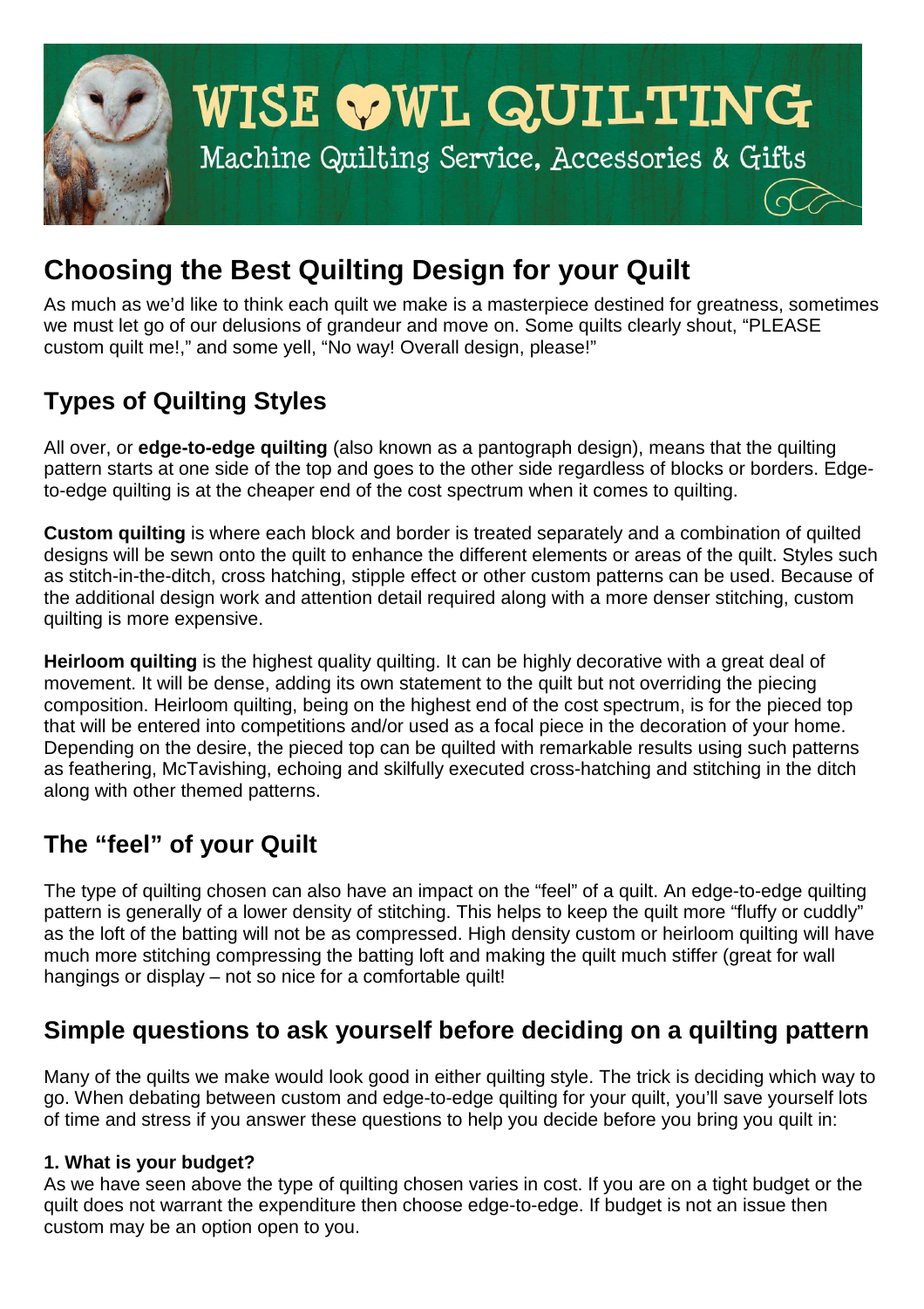# WISE OWL QUILTING

Machine Quilting Service, Accessories & Gifts

## Choosing the Best Quilting Design for your Quilt

As much as we'd like to think each quilt we make is a masterpiece destined for greatness, sometimes we must let go of our delusions of grandeur and move on. Some quilts clearly shout, "PLEASE custom quilt me!," and some yell, "No way! Overall design, please!"

## Types of Quilting Styles

All over, or **edge-to-edge quilting** (also known as a pantograph design), means that the quilting pattern starts at one side of the top and goes to the other side regardless of blocks or borders. Edge-to-edge quilting is at the cheaper end of the cost spectrum when it comes to quilting.

**Custom quilting** is where each block and border is treated separately and a combination of quilted designs will be sewn onto the quilt to enhance the different elements or areas of the quilt. Styles such as stitch-in-the-ditch, cross hatching, stipple effect or other custom patterns can be used. Because of the additional design work and attention detail required along with a more denser stitching, custom quilting is more expensive.

**Heirloom quilting** is the highest quality quilting. It can be highly decorative with a great deal of movement. It will be dense, adding its own statement to the quilt but not overriding the piecing composition. Heirloom quilting, being on the highest end of the cost spectrum, is for the pieced top that will be entered into competitions and/or used as a focal piece in the decoration of your home. Depending on the desire, the pieced top can be quilted with remarkable results using such patterns as feathering, McTavishing, echoing and skilfully executed cross-hatching and stitching in the ditch along with other themed patterns.

## The "feel" of your Quilt

The type of quilting chosen can also have an impact on the "feel" of a quilt. An edge-to-edge quilting pattern is generally of a lower density of stitching. This helps to keep the quilt more "fluffy or cuddly" as the loft of the batting will not be as compressed. High density custom or heirloom quilting will have much more stitching compressing the batting loft and making the quilt much stiffer (great for wall hangings or display – not so nice for a comfortable quilt!

## Simple questions to ask yourself before deciding on a quilting pattern

Many of the quilts we make would look good in either quilting style. The trick is deciding which way to go. When debating between custom and edge-to-edge quilting for your quilt, you'll save yourself lots of time and stress if you answer these questions to help you decide before you bring you quilt in:

#### 1. What is your budget?

As we have seen above the type of quilting chosen varies in cost. If you are on a tight budget or the quilt does not warrant the expenditure then choose edge-to-edge. If budget is not an issue then custom may be an option open to you.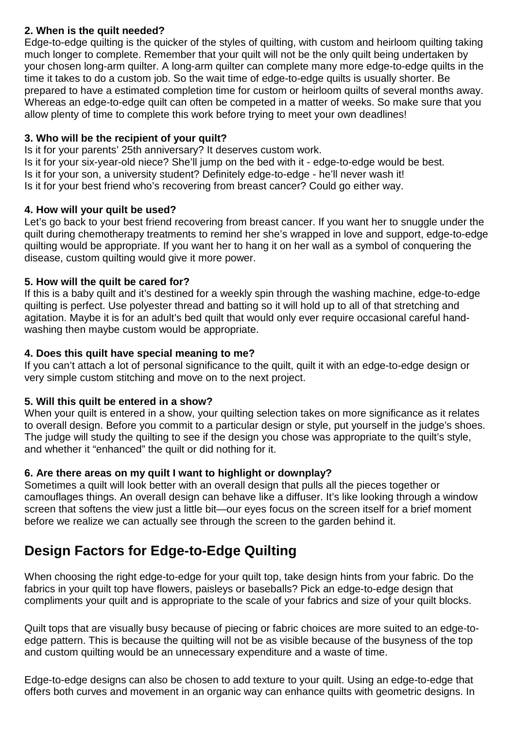**2. When is the quilt needed?**
Edge-to-edge quilting is the quicker of the styles of quilting, with custom and heirloom quilting taking much longer to complete. Remember that your quilt will not be the only quilt being undertaken by your chosen long-arm quilter. A long-arm quilter can complete many more edge-to-edge quilts in the time it takes to do a custom job. So the wait time of edge-to-edge quilts is usually shorter. Be prepared to have a estimated completion time for custom or heirloom quilts of several months away. Whereas an edge-to-edge quilt can often be competed in a matter of weeks. So make sure that you allow plenty of time to complete this work before trying to meet your own deadlines!

**3. Who will be the recipient of your quilt?**
Is it for your parents' 25th anniversary? It deserves custom work.
Is it for your six-year-old niece? She'll jump on the bed with it - edge-to-edge would be best.
Is it for your son, a university student? Definitely edge-to-edge - he'll never wash it!
Is it for your best friend who's recovering from breast cancer? Could go either way.

**4. How will your quilt be used?**
Let's go back to your best friend recovering from breast cancer. If you want her to snuggle under the quilt during chemotherapy treatments to remind her she's wrapped in love and support, edge-to-edge quilting would be appropriate. If you want her to hang it on her wall as a symbol of conquering the disease, custom quilting would give it more power.

**5. How will the quilt be cared for?**
If this is a baby quilt and it's destined for a weekly spin through the washing machine, edge-to-edge quilting is perfect. Use polyester thread and batting so it will hold up to all of that stretching and agitation. Maybe it is for an adult's bed quilt that would only ever require occasional careful hand-washing then maybe custom would be appropriate.

**4. Does this quilt have special meaning to me?**
If you can't attach a lot of personal significance to the quilt, quilt it with an edge-to-edge design or very simple custom stitching and move on to the next project.

**5. Will this quilt be entered in a show?**
When your quilt is entered in a show, your quilting selection takes on more significance as it relates to overall design. Before you commit to a particular design or style, put yourself in the judge's shoes. The judge will study the quilting to see if the design you chose was appropriate to the quilt's style, and whether it "enhanced" the quilt or did nothing for it.

**6. Are there areas on my quilt I want to highlight or downplay?**
Sometimes a quilt will look better with an overall design that pulls all the pieces together or camouflages things. An overall design can behave like a diffuser. It's like looking through a window screen that softens the view just a little bit—our eyes focus on the screen itself for a brief moment before we realize we can actually see through the screen to the garden behind it.

## Design Factors for Edge-to-Edge Quilting

When choosing the right edge-to-edge for your quilt top, take design hints from your fabric. Do the fabrics in your quilt top have flowers, paisleys or baseballs? Pick an edge-to-edge design that compliments your quilt and is appropriate to the scale of your fabrics and size of your quilt blocks.

Quilt tops that are visually busy because of piecing or fabric choices are more suited to an edge-to-edge pattern. This is because the quilting will not be as visible because of the busyness of the top and custom quilting would be an unnecessary expenditure and a waste of time.

Edge-to-edge designs can also be chosen to add texture to your quilt. Using an edge-to-edge that offers both curves and movement in an organic way can enhance quilts with geometric designs. In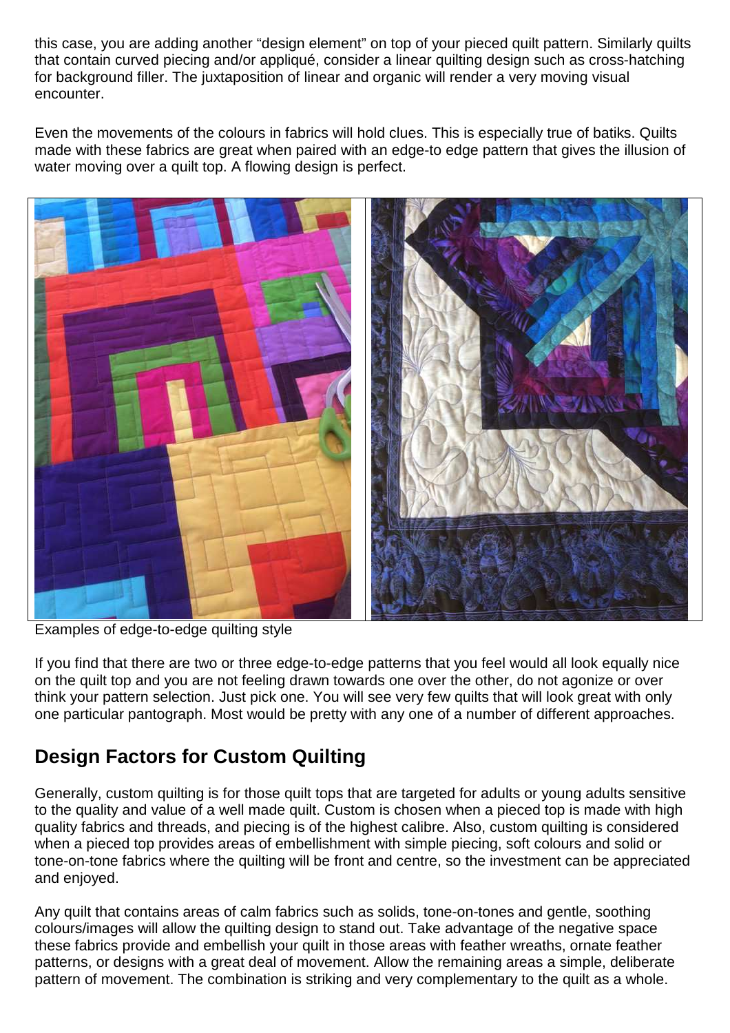this case, you are adding another "design element" on top of your pieced quilt pattern. Similarly quilts that contain curved piecing and/or appliqué, consider a linear quilting design such as cross-hatching for background filler. The juxtaposition of linear and organic will render a very moving visual encounter.

Even the movements of the colours in fabrics will hold clues. This is especially true of batiks. Quilts made with these fabrics are great when paired with an edge-to edge pattern that gives the illusion of water moving over a quilt top. A flowing design is perfect.

Examples of edge-to-edge quilting style

If you find that there are two or three edge-to-edge patterns that you feel would all look equally nice on the quilt top and you are not feeling drawn towards one over the other, do not agonize or over think your pattern selection. Just pick one. You will see very few quilts that will look great with only one particular pantograph. Most would be pretty with any one of a number of different approaches.

## Design Factors for Custom Quilting

Generally, custom quilting is for those quilt tops that are targeted for adults or young adults sensitive to the quality and value of a well made quilt. Custom is chosen when a pieced top is made with high quality fabrics and threads, and piecing is of the highest calibre. Also, custom quilting is considered when a pieced top provides areas of embellishment with simple piecing, soft colours and solid or tone-on-tone fabrics where the quilting will be front and centre, so the investment can be appreciated and enjoyed.

Any quilt that contains areas of calm fabrics such as solids, tone-on-tones and gentle, soothing colours/images will allow the quilting design to stand out. Take advantage of the negative space these fabrics provide and embellish your quilt in those areas with feather wreaths, ornate feather patterns, or designs with a great deal of movement. Allow the remaining areas a simple, deliberate pattern of movement. The combination is striking and very complementary to the quilt as a whole.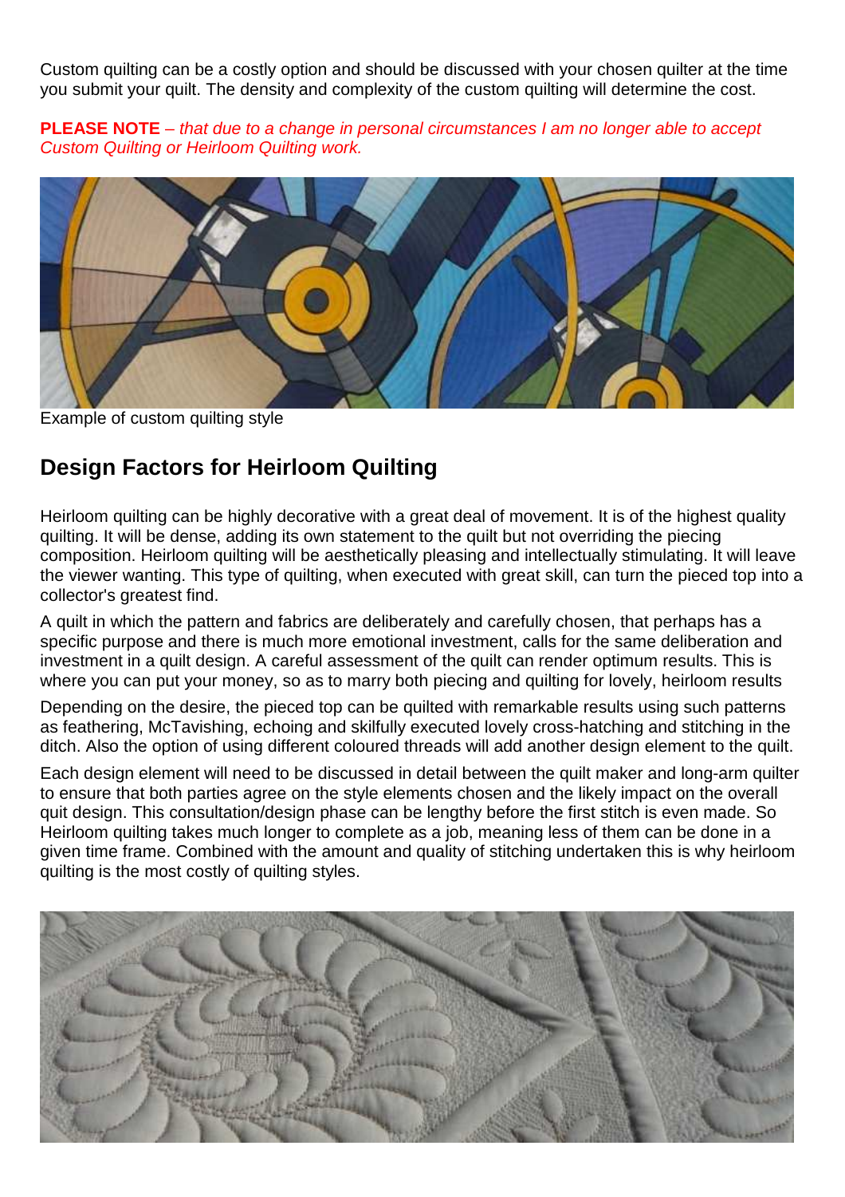Custom quilting can be a costly option and should be discussed with your chosen quilter at the time you submit your quilt. The density and complexity of the custom quilting will determine the cost.

**PLEASE NOTE** – *that due to a change in personal circumstances I am no longer able to accept Custom Quilting or Heirloom Quilting work.*

Example of custom quilting style

## Design Factors for Heirloom Quilting

Heirloom quilting can be highly decorative with a great deal of movement. It is of the highest quality quilting. It will be dense, adding its own statement to the quilt but not overriding the piecing composition. Heirloom quilting will be aesthetically pleasing and intellectually stimulating. It will leave the viewer wanting. This type of quilting, when executed with great skill, can turn the pieced top into a collector's greatest find.

A quilt in which the pattern and fabrics are deliberately and carefully chosen, that perhaps has a specific purpose and there is much more emotional investment, calls for the same deliberation and investment in a quilt design. A careful assessment of the quilt can render optimum results. This is where you can put your money, so as to marry both piecing and quilting for lovely, heirloom results

Depending on the desire, the pieced top can be quilted with remarkable results using such patterns as feathering, McTavishing, echoing and skilfully executed lovely cross-hatching and stitching in the ditch. Also the option of using different coloured threads will add another design element to the quilt.

Each design element will need to be discussed in detail between the quilt maker and long-arm quilter to ensure that both parties agree on the style elements chosen and the likely impact on the overall quit design. This consultation/design phase can be lengthy before the first stitch is even made. So Heirloom quilting takes much longer to complete as a job, meaning less of them can be done in a given time frame. Combined with the amount and quality of stitching undertaken this is why heirloom quilting is the most costly of quilting styles.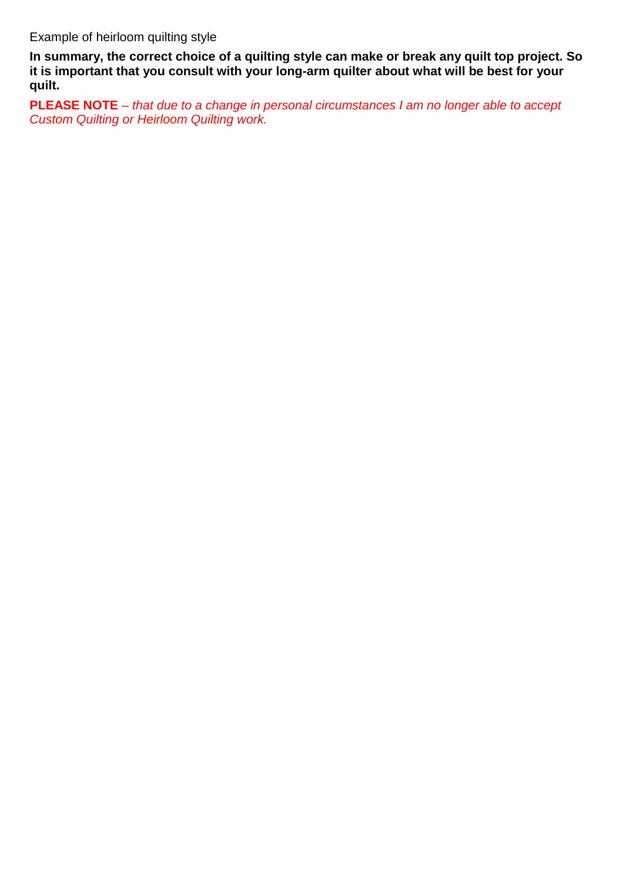Example of heirloom quilting style

**In summary, the correct choice of a quilting style can make or break any quilt top project. So it is important that you consult with your long-arm quilter about what will be best for your quilt.**

**PLEASE NOTE** – *that due to a change in personal circumstances I am no longer able to accept Custom Quilting or Heirloom Quilting work.*